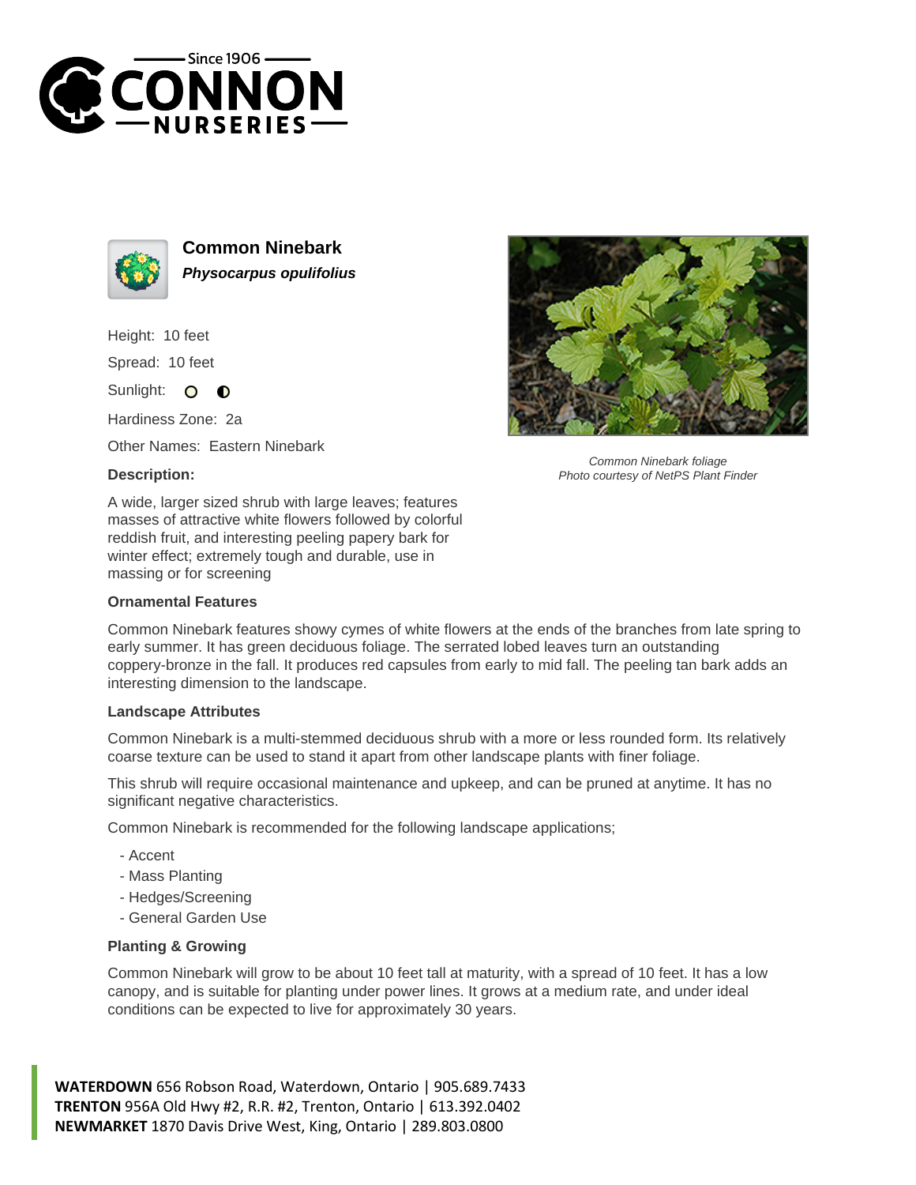Since 1906

# CONNON NURSERIES

## Common Ninebark

***Physocarpus opulifolius***

Height: 10 feet

Spread: 10 feet

Sunlight:

Hardiness Zone: 2a

Other Names: Eastern Ninebark

*Common Ninebark foliage*
*Photo courtesy of NetPS Plant Finder*

### Description:

A wide, larger sized shrub with large leaves; features masses of attractive white flowers followed by colorful reddish fruit, and interesting peeling papery bark for winter effect; extremely tough and durable, use in massing or for screening

### Ornamental Features

Common Ninebark features showy cymes of white flowers at the ends of the branches from late spring to early summer. It has green deciduous foliage. The serrated lobed leaves turn an outstanding coppery-bronze in the fall. It produces red capsules from early to mid fall. The peeling tan bark adds an interesting dimension to the landscape.

### Landscape Attributes

Common Ninebark is a multi-stemmed deciduous shrub with a more or less rounded form. Its relatively coarse texture can be used to stand it apart from other landscape plants with finer foliage.

This shrub will require occasional maintenance and upkeep, and can be pruned at anytime. It has no significant negative characteristics.

Common Ninebark is recommended for the following landscape applications;

- Accent
- Mass Planting
- Hedges/Screening
- General Garden Use

### Planting & Growing

Common Ninebark will grow to be about 10 feet tall at maturity, with a spread of 10 feet. It has a low canopy, and is suitable for planting under power lines. It grows at a medium rate, and under ideal conditions can be expected to live for approximately 30 years.

**WATERDOWN** 656 Robson Road, Waterdown, Ontario | 905.689.7433
**TRENTON** 956A Old Hwy #2, R.R. #2, Trenton, Ontario | 613.392.0402
**NEWMARKET** 1870 Davis Drive West, King, Ontario | 289.803.0800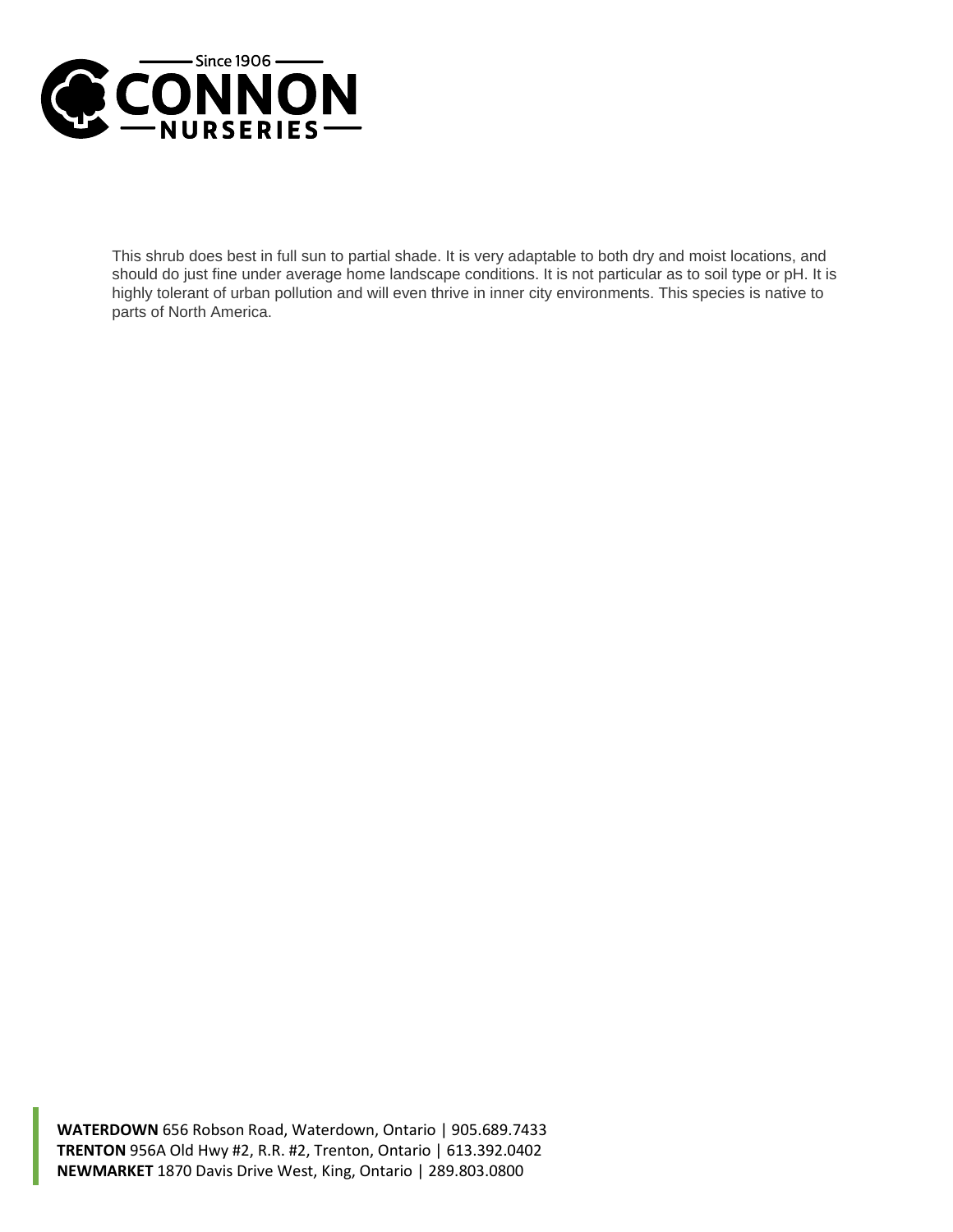This shrub does best in full sun to partial shade. It is very adaptable to both dry and moist locations, and should do just fine under average home landscape conditions. It is not particular as to soil type or pH. It is highly tolerant of urban pollution and will even thrive in inner city environments. This species is native to parts of North America.